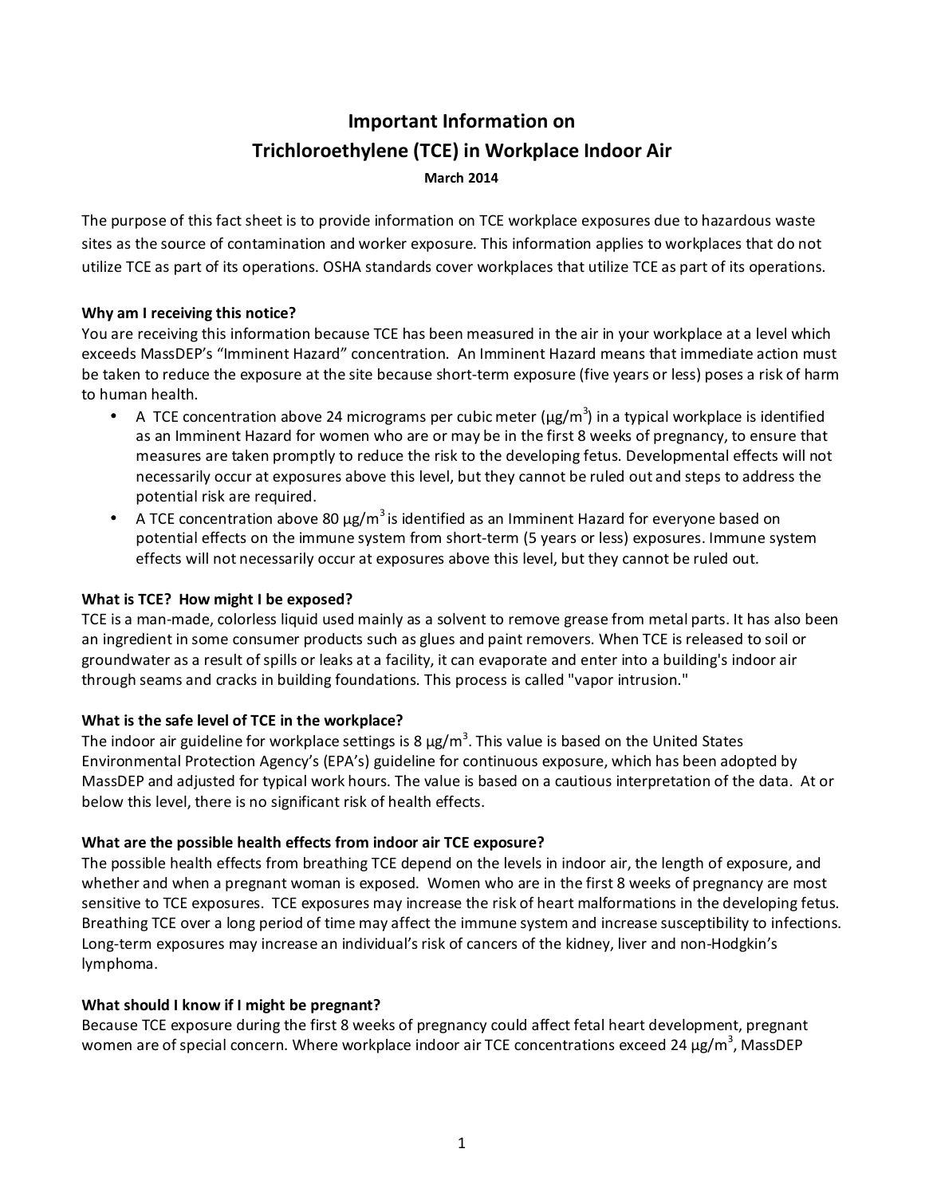# Important Information on
# Trichloroethylene (TCE) in Workplace Indoor Air

**March 2014**

The purpose of this fact sheet is to provide information on TCE workplace exposures due to hazardous waste sites as the source of contamination and worker exposure. This information applies to workplaces that do not utilize TCE as part of its operations. OSHA standards cover workplaces that utilize TCE as part of its operations.

**Why am I receiving this notice?**

You are receiving this information because TCE has been measured in the air in your workplace at a level which exceeds MassDEP's "Imminent Hazard" concentration. An Imminent Hazard means that immediate action must be taken to reduce the exposure at the site because short-term exposure (five years or less) poses a risk of harm to human health.

- A TCE concentration above 24 micrograms per cubic meter (µg/m$^3$) in a typical workplace is identified as an Imminent Hazard for women who are or may be in the first 8 weeks of pregnancy, to ensure that measures are taken promptly to reduce the risk to the developing fetus. Developmental effects will not necessarily occur at exposures above this level, but they cannot be ruled out and steps to address the potential risk are required.
- A TCE concentration above 80 µg/m$^3$ is identified as an Imminent Hazard for everyone based on potential effects on the immune system from short-term (5 years or less) exposures. Immune system effects will not necessarily occur at exposures above this level, but they cannot be ruled out.

**What is TCE? How might I be exposed?**

TCE is a man-made, colorless liquid used mainly as a solvent to remove grease from metal parts. It has also been an ingredient in some consumer products such as glues and paint removers. When TCE is released to soil or groundwater as a result of spills or leaks at a facility, it can evaporate and enter into a building's indoor air through seams and cracks in building foundations. This process is called "vapor intrusion."

**What is the safe level of TCE in the workplace?**

The indoor air guideline for workplace settings is 8 µg/m$^3$. This value is based on the United States Environmental Protection Agency's (EPA's) guideline for continuous exposure, which has been adopted by MassDEP and adjusted for typical work hours. The value is based on a cautious interpretation of the data. At or below this level, there is no significant risk of health effects.

**What are the possible health effects from indoor air TCE exposure?**

The possible health effects from breathing TCE depend on the levels in indoor air, the length of exposure, and whether and when a pregnant woman is exposed. Women who are in the first 8 weeks of pregnancy are most sensitive to TCE exposures. TCE exposures may increase the risk of heart malformations in the developing fetus. Breathing TCE over a long period of time may affect the immune system and increase susceptibility to infections. Long-term exposures may increase an individual's risk of cancers of the kidney, liver and non-Hodgkin's lymphoma.

**What should I know if I might be pregnant?**

Because TCE exposure during the first 8 weeks of pregnancy could affect fetal heart development, pregnant women are of special concern. Where workplace indoor air TCE concentrations exceed 24 µg/m$^3$, MassDEP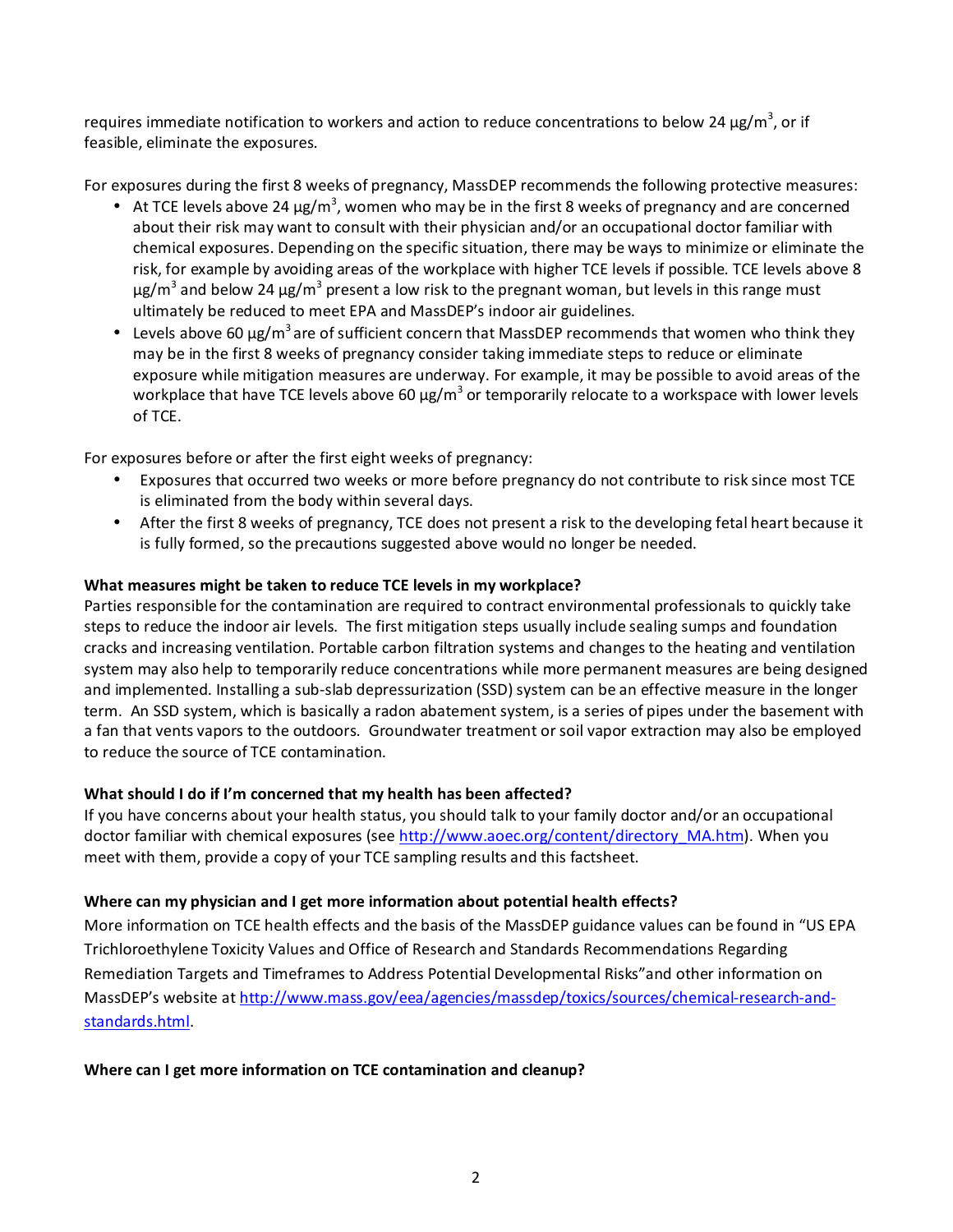requires immediate notification to workers and action to reduce concentrations to below 24 μg/m$^3$, or if feasible, eliminate the exposures.

For exposures during the first 8 weeks of pregnancy, MassDEP recommends the following protective measures:

- At TCE levels above 24 μg/m$^3$, women who may be in the first 8 weeks of pregnancy and are concerned about their risk may want to consult with their physician and/or an occupational doctor familiar with chemical exposures. Depending on the specific situation, there may be ways to minimize or eliminate the risk, for example by avoiding areas of the workplace with higher TCE levels if possible. TCE levels above 8 μg/m$^3$ and below 24 μg/m$^3$ present a low risk to the pregnant woman, but levels in this range must ultimately be reduced to meet EPA and MassDEP's indoor air guidelines.
- Levels above 60 μg/m$^3$ are of sufficient concern that MassDEP recommends that women who think they may be in the first 8 weeks of pregnancy consider taking immediate steps to reduce or eliminate exposure while mitigation measures are underway. For example, it may be possible to avoid areas of the workplace that have TCE levels above 60 μg/m$^3$ or temporarily relocate to a workspace with lower levels of TCE.

For exposures before or after the first eight weeks of pregnancy:

- Exposures that occurred two weeks or more before pregnancy do not contribute to risk since most TCE is eliminated from the body within several days.
- After the first 8 weeks of pregnancy, TCE does not present a risk to the developing fetal heart because it is fully formed, so the precautions suggested above would no longer be needed.

**What measures might be taken to reduce TCE levels in my workplace?**

Parties responsible for the contamination are required to contract environmental professionals to quickly take steps to reduce the indoor air levels. The first mitigation steps usually include sealing sumps and foundation cracks and increasing ventilation. Portable carbon filtration systems and changes to the heating and ventilation system may also help to temporarily reduce concentrations while more permanent measures are being designed and implemented. Installing a sub-slab depressurization (SSD) system can be an effective measure in the longer term. An SSD system, which is basically a radon abatement system, is a series of pipes under the basement with a fan that vents vapors to the outdoors. Groundwater treatment or soil vapor extraction may also be employed to reduce the source of TCE contamination.

**What should I do if I'm concerned that my health has been affected?**

If you have concerns about your health status, you should talk to your family doctor and/or an occupational doctor familiar with chemical exposures (see http://www.aoec.org/content/directory_MA.htm). When you meet with them, provide a copy of your TCE sampling results and this factsheet.

**Where can my physician and I get more information about potential health effects?**

More information on TCE health effects and the basis of the MassDEP guidance values can be found in "US EPA Trichloroethylene Toxicity Values and Office of Research and Standards Recommendations Regarding Remediation Targets and Timeframes to Address Potential Developmental Risks" and other information on MassDEP's website at http://www.mass.gov/eea/agencies/massdep/toxics/sources/chemical-research-and-standards.html.

**Where can I get more information on TCE contamination and cleanup?**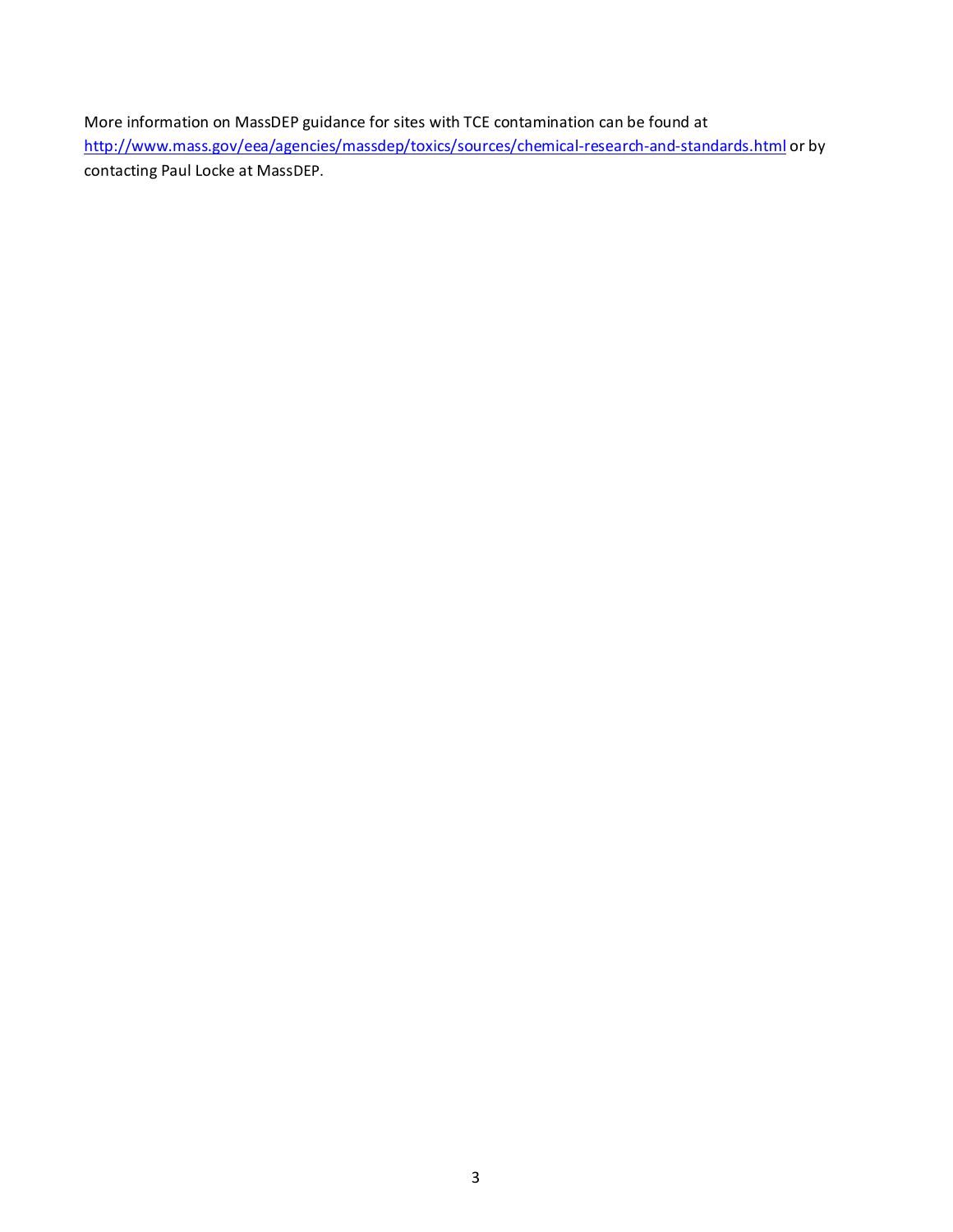More information on MassDEP guidance for sites with TCE contamination can be found at [http://www.mass.gov/eea/agencies/massdep/toxics/sources/chemical-research-and-standards.html](http://www.mass.gov/eea/agencies/massdep/toxics/sources/chemical-research-and-standards.html) or by contacting Paul Locke at MassDEP.